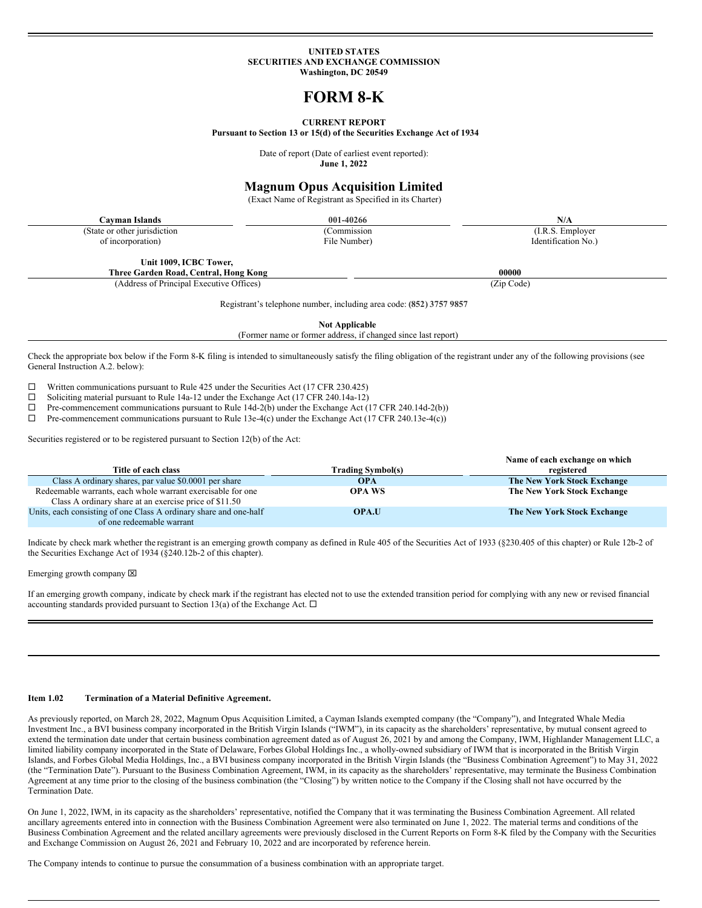**UNITED STATES**
**SECURITIES AND EXCHANGE COMMISSION**
**Washington, DC 20549**

# FORM 8-K

**CURRENT REPORT**
**Pursuant to Section 13 or 15(d) of the Securities Exchange Act of 1934**

Date of report (Date of earliest event reported):
**June 1, 2022**

## Magnum Opus Acquisition Limited

(Exact Name of Registrant as Specified in its Charter)

| **Cayman Islands** | **001-40266** | **N/A** |
|---|---|---|
| (State or other jurisdiction of incorporation) | (Commission File Number) | (I.R.S. Employer Identification No.) |

| **Unit 1009, ICBC Tower, Three Garden Road, Central, Hong Kong** | **00000** |
|---|---|
| (Address of Principal Executive Offices) | (Zip Code) |

Registrant's telephone number, including area code: **(852) 3757 9857**

**Not Applicable**
(Former name or former address, if changed since last report)

Check the appropriate box below if the Form 8-K filing is intended to simultaneously satisfy the filing obligation of the registrant under any of the following provisions (see General Instruction A.2. below):

☐ Written communications pursuant to Rule 425 under the Securities Act (17 CFR 230.425)
☐ Soliciting material pursuant to Rule 14a-12 under the Exchange Act (17 CFR 240.14a-12)
☐ Pre-commencement communications pursuant to Rule 14d-2(b) under the Exchange Act (17 CFR 240.14d-2(b))
☐ Pre-commencement communications pursuant to Rule 13e-4(c) under the Exchange Act (17 CFR 240.13e-4(c))

Securities registered or to be registered pursuant to Section 12(b) of the Act:

| Title of each class | Trading Symbol(s) | Name of each exchange on which registered |
|---|---|---|
| Class A ordinary shares, par value $0.0001 per share | **OPA** | **The New York Stock Exchange** |
| Redeemable warrants, each whole warrant exercisable for one Class A ordinary share at an exercise price of $11.50 | **OPA WS** | **The New York Stock Exchange** |
| Units, each consisting of one Class A ordinary share and one-half of one redeemable warrant | **OPA.U** | **The New York Stock Exchange** |

Indicate by check mark whether the registrant is an emerging growth company as defined in Rule 405 of the Securities Act of 1933 (§230.405 of this chapter) or Rule 12b-2 of the Securities Exchange Act of 1934 (§240.12b-2 of this chapter).

Emerging growth company ☒

If an emerging growth company, indicate by check mark if the registrant has elected not to use the extended transition period for complying with any new or revised financial accounting standards provided pursuant to Section 13(a) of the Exchange Act. ☐

**Item 1.02 Termination of a Material Definitive Agreement.**

As previously reported, on March 28, 2022, Magnum Opus Acquisition Limited, a Cayman Islands exempted company (the "Company"), and Integrated Whale Media Investment Inc., a BVI business company incorporated in the British Virgin Islands ("IWM"), in its capacity as the shareholders' representative, by mutual consent agreed to extend the termination date under that certain business combination agreement dated as of August 26, 2021 by and among the Company, IWM, Highlander Management LLC, a limited liability company incorporated in the State of Delaware, Forbes Global Holdings Inc., a wholly-owned subsidiary of IWM that is incorporated in the British Virgin Islands, and Forbes Global Media Holdings, Inc., a BVI business company incorporated in the British Virgin Islands (the "Business Combination Agreement") to May 31, 2022 (the "Termination Date"). Pursuant to the Business Combination Agreement, IWM, in its capacity as the shareholders' representative, may terminate the Business Combination Agreement at any time prior to the closing of the business combination (the "Closing") by written notice to the Company if the Closing shall not have occurred by the Termination Date.

On June 1, 2022, IWM, in its capacity as the shareholders' representative, notified the Company that it was terminating the Business Combination Agreement. All related ancillary agreements entered into in connection with the Business Combination Agreement were also terminated on June 1, 2022. The material terms and conditions of the Business Combination Agreement and the related ancillary agreements were previously disclosed in the Current Reports on Form 8-K filed by the Company with the Securities and Exchange Commission on August 26, 2021 and February 10, 2022 and are incorporated by reference herein.

The Company intends to continue to pursue the consummation of a business combination with an appropriate target.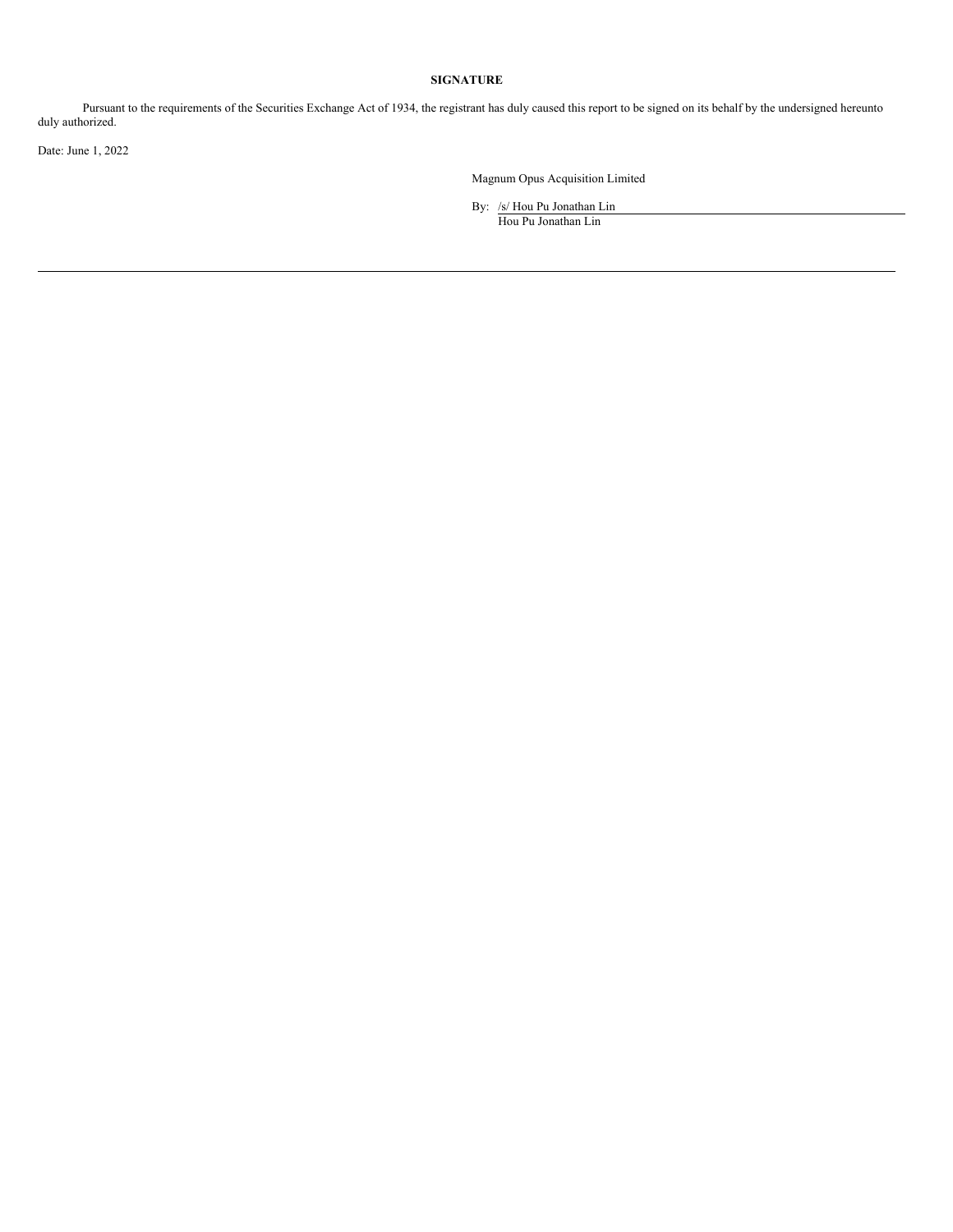**SIGNATURE**

Pursuant to the requirements of the Securities Exchange Act of 1934, the registrant has duly caused this report to be signed on its behalf by the undersigned hereunto duly authorized.

Date: June 1, 2022

Magnum Opus Acquisition Limited

By: /s/ Hou Pu Jonathan Lin
Hou Pu Jonathan Lin